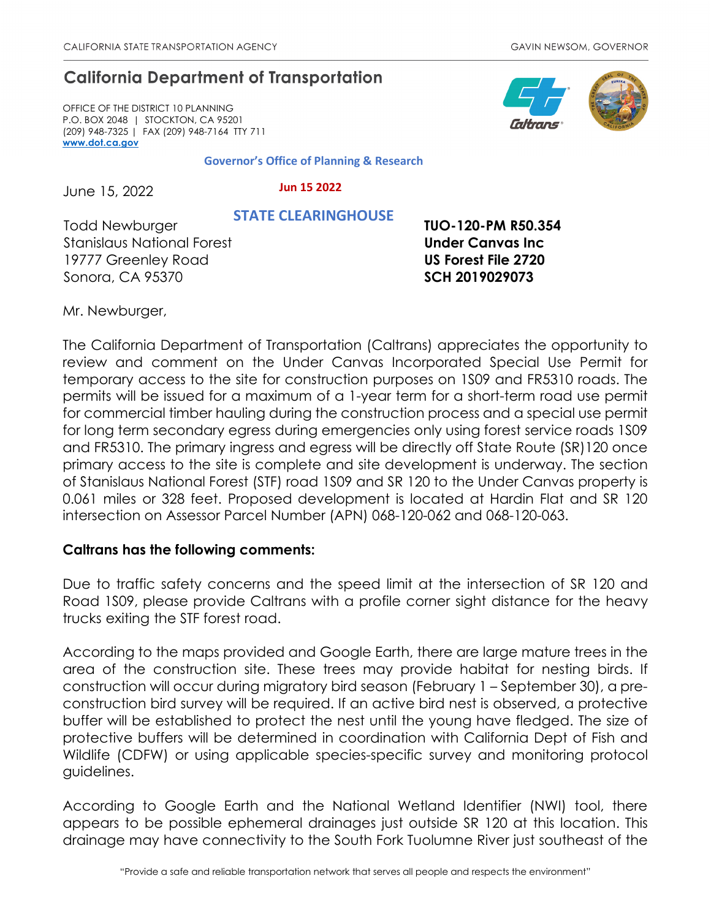CALIFORNIA STATE TRANSPORTATION AGENCY GAVIN NEWSOM, GOVERNOR

# California Department of Transportation

OFFICE OF THE DISTRICT 10 PLANNING
P.O. BOX 2048 | STOCKTON, CA 95201
(209) 948-7325 | FAX (209) 948-7164 TTY 711
www.dot.ca.gov

**Governor's Office of Planning & Research**

June 15, 2022

**Jun 15 2022**

**STATE CLEARINGHOUSE**

Todd Newburger
Stanislaus National Forest
19777 Greenley Road
Sonora, CA 95370

**TUO-120-PM R50.354**
**Under Canvas Inc**
**US Forest File 2720**
**SCH 2019029073**

Mr. Newburger,

The California Department of Transportation (Caltrans) appreciates the opportunity to review and comment on the Under Canvas Incorporated Special Use Permit for temporary access to the site for construction purposes on 1S09 and FR5310 roads. The permits will be issued for a maximum of a 1-year term for a short-term road use permit for commercial timber hauling during the construction process and a special use permit for long term secondary egress during emergencies only using forest service roads 1S09 and FR5310. The primary ingress and egress will be directly off State Route (SR)120 once primary access to the site is complete and site development is underway. The section of Stanislaus National Forest (STF) road 1S09 and SR 120 to the Under Canvas property is 0.061 miles or 328 feet. Proposed development is located at Hardin Flat and SR 120 intersection on Assessor Parcel Number (APN) 068-120-062 and 068-120-063.

**Caltrans has the following comments:**

Due to traffic safety concerns and the speed limit at the intersection of SR 120 and Road 1S09, please provide Caltrans with a profile corner sight distance for the heavy trucks exiting the STF forest road.

According to the maps provided and Google Earth, there are large mature trees in the area of the construction site. These trees may provide habitat for nesting birds. If construction will occur during migratory bird season (February 1 – September 30), a pre-construction bird survey will be required. If an active bird nest is observed, a protective buffer will be established to protect the nest until the young have fledged. The size of protective buffers will be determined in coordination with California Dept of Fish and Wildlife (CDFW) or using applicable species-specific survey and monitoring protocol guidelines.

According to Google Earth and the National Wetland Identifier (NWI) tool, there appears to be possible ephemeral drainages just outside SR 120 at this location. This drainage may have connectivity to the South Fork Tuolumne River just southeast of the

"Provide a safe and reliable transportation network that serves all people and respects the environment"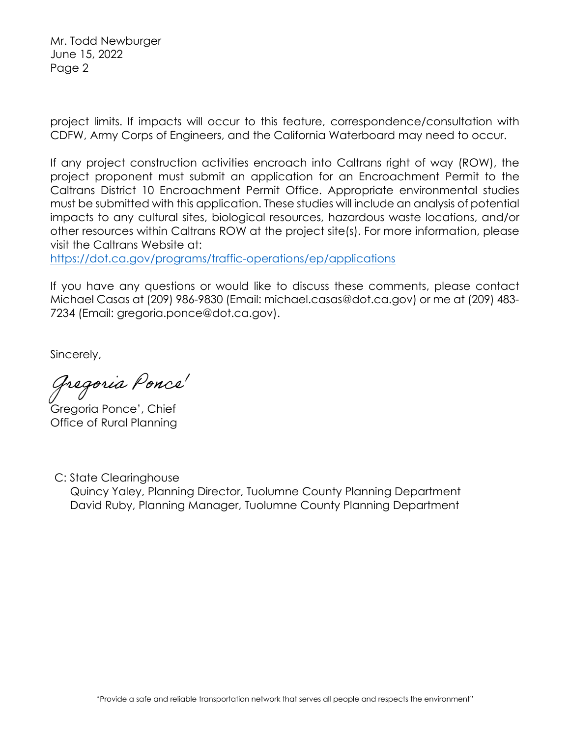project limits. If impacts will occur to this feature, correspondence/consultation with CDFW, Army Corps of Engineers, and the California Waterboard may need to occur.

If any project construction activities encroach into Caltrans right of way (ROW), the project proponent must submit an application for an Encroachment Permit to the Caltrans District 10 Encroachment Permit Office. Appropriate environmental studies must be submitted with this application. These studies will include an analysis of potential impacts to any cultural sites, biological resources, hazardous waste locations, and/or other resources within Caltrans ROW at the project site(s). For more information, please visit the Caltrans Website at:
https://dot.ca.gov/programs/traffic-operations/ep/applications

If you have any questions or would like to discuss these comments, please contact Michael Casas at (209) 986-9830 (Email: michael.casas@dot.ca.gov) or me at (209) 483-7234 (Email: gregoria.ponce@dot.ca.gov).

Sincerely,

Gregoria Ponce'

Gregoria Ponce', Chief
Office of Rural Planning

C: State Clearinghouse
Quincy Yaley, Planning Director, Tuolumne County Planning Department
David Ruby, Planning Manager, Tuolumne County Planning Department

"Provide a safe and reliable transportation network that serves all people and respects the environment"